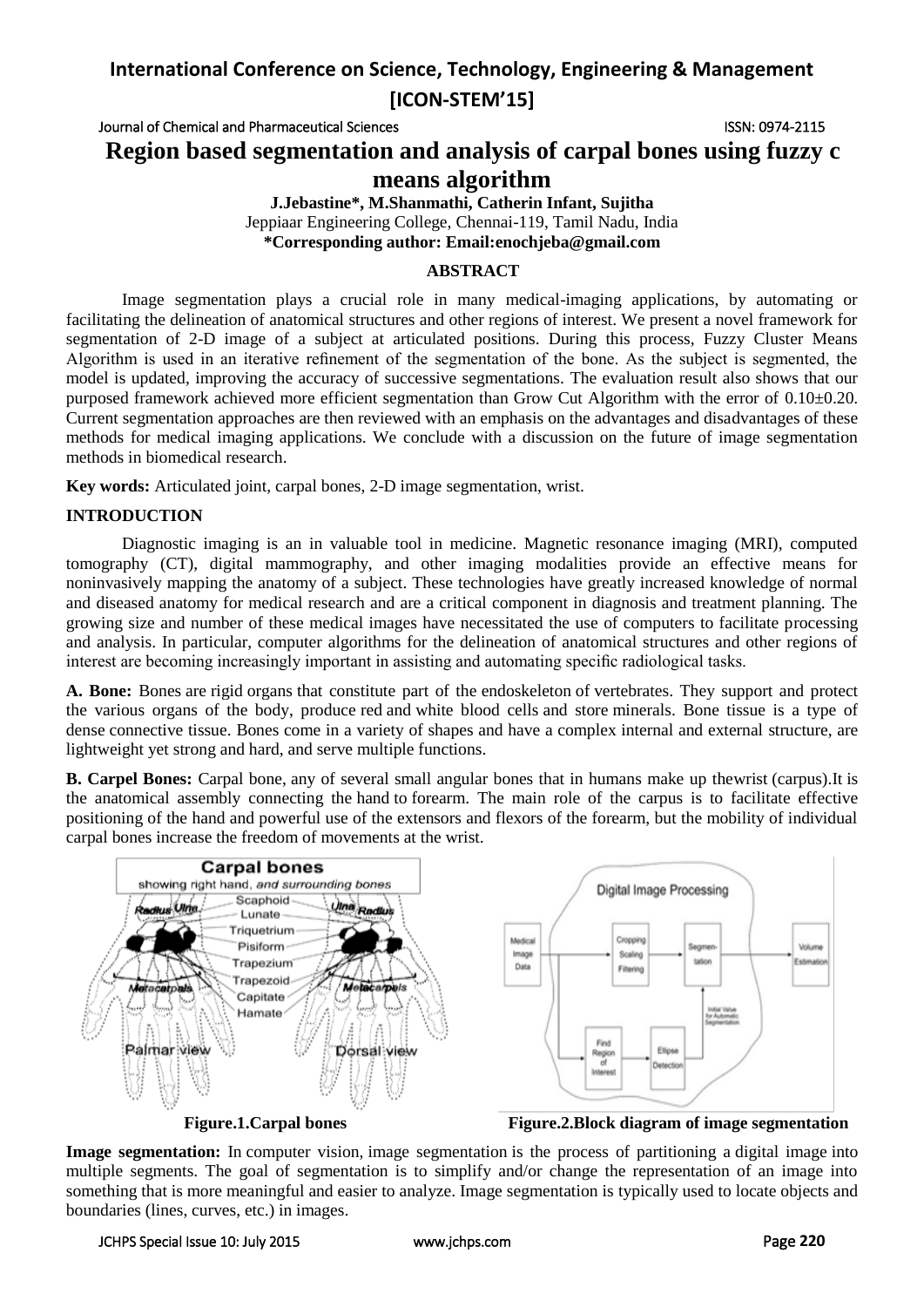# Region based segmentation and analysis of carpal bones using fuzzy c means algorithm

**J.Jebastine*, M.Shanmathi, Catherin Infant, Sujitha**

Jeppiaar Engineering College, Chennai-119, Tamil Nadu, India

***Corresponding author: Email:enochjeba@gmail.com**

## ABSTRACT

Image segmentation plays a crucial role in many medical-imaging applications, by automating or facilitating the delineation of anatomical structures and other regions of interest. We present a novel framework for segmentation of 2-D image of a subject at articulated positions. During this process, Fuzzy Cluster Means Algorithm is used in an iterative refinement of the segmentation of the bone. As the subject is segmented, the model is updated, improving the accuracy of successive segmentations. The evaluation result also shows that our purposed framework achieved more efficient segmentation than Grow Cut Algorithm with the error of 0.10±0.20. Current segmentation approaches are then reviewed with an emphasis on the advantages and disadvantages of these methods for medical imaging applications. We conclude with a discussion on the future of image segmentation methods in biomedical research.

**Key words:** Articulated joint, carpal bones, 2-D image segmentation, wrist.

## INTRODUCTION

Diagnostic imaging is an in valuable tool in medicine. Magnetic resonance imaging (MRI), computed tomography (CT), digital mammography, and other imaging modalities provide an effective means for noninvasively mapping the anatomy of a subject. These technologies have greatly increased knowledge of normal and diseased anatomy for medical research and are a critical component in diagnosis and treatment planning. The growing size and number of these medical images have necessitated the use of computers to facilitate processing and analysis. In particular, computer algorithms for the delineation of anatomical structures and other regions of interest are becoming increasingly important in assisting and automating specific radiological tasks.

**A. Bone:** Bones are rigid organs that constitute part of the endoskeleton of vertebrates. They support and protect the various organs of the body, produce red and white blood cells and store minerals. Bone tissue is a type of dense connective tissue. Bones come in a variety of shapes and have a complex internal and external structure, are lightweight yet strong and hard, and serve multiple functions.

**B. Carpel Bones:** Carpal bone, any of several small angular bones that in humans make up thewrist (carpus).It is the anatomical assembly connecting the hand to forearm. The main role of the carpus is to facilitate effective positioning of the hand and powerful use of the extensors and flexors of the forearm, but the mobility of individual carpal bones increase the freedom of movements at the wrist.

**Figure.1.Carpal bones**

**Figure.2.Block diagram of image segmentation**

**Image segmentation:** In computer vision, image segmentation is the process of partitioning a digital image into multiple segments. The goal of segmentation is to simplify and/or change the representation of an image into something that is more meaningful and easier to analyze. Image segmentation is typically used to locate objects and boundaries (lines, curves, etc.) in images.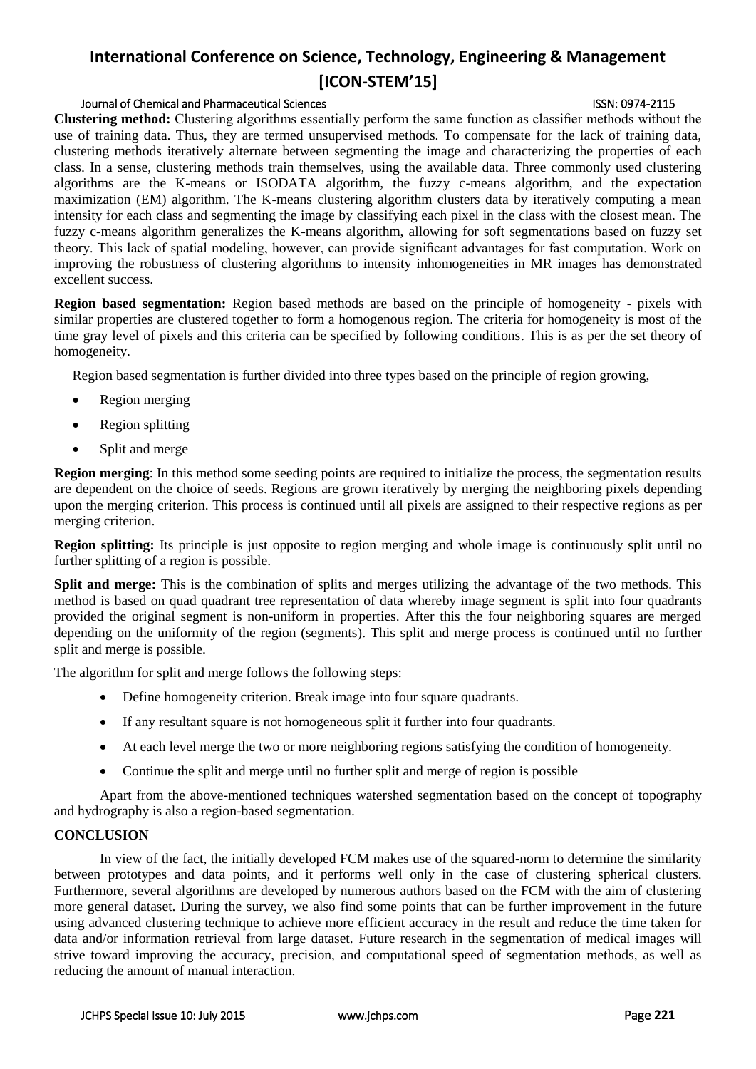**Clustering method:** Clustering algorithms essentially perform the same function as classifier methods without the use of training data. Thus, they are termed unsupervised methods. To compensate for the lack of training data, clustering methods iteratively alternate between segmenting the image and characterizing the properties of each class. In a sense, clustering methods train themselves, using the available data. Three commonly used clustering algorithms are the K-means or ISODATA algorithm, the fuzzy c-means algorithm, and the expectation maximization (EM) algorithm. The K-means clustering algorithm clusters data by iteratively computing a mean intensity for each class and segmenting the image by classifying each pixel in the class with the closest mean. The fuzzy c-means algorithm generalizes the K-means algorithm, allowing for soft segmentations based on fuzzy set theory. This lack of spatial modeling, however, can provide significant advantages for fast computation. Work on improving the robustness of clustering algorithms to intensity inhomogeneities in MR images has demonstrated excellent success.

**Region based segmentation:** Region based methods are based on the principle of homogeneity - pixels with similar properties are clustered together to form a homogenous region. The criteria for homogeneity is most of the time gray level of pixels and this criteria can be specified by following conditions. This is as per the set theory of homogeneity.

Region based segmentation is further divided into three types based on the principle of region growing,

- Region merging
- Region splitting
- Split and merge

**Region merging**: In this method some seeding points are required to initialize the process, the segmentation results are dependent on the choice of seeds. Regions are grown iteratively by merging the neighboring pixels depending upon the merging criterion. This process is continued until all pixels are assigned to their respective regions as per merging criterion.

**Region splitting:** Its principle is just opposite to region merging and whole image is continuously split until no further splitting of a region is possible.

**Split and merge:** This is the combination of splits and merges utilizing the advantage of the two methods. This method is based on quad quadrant tree representation of data whereby image segment is split into four quadrants provided the original segment is non-uniform in properties. After this the four neighboring squares are merged depending on the uniformity of the region (segments). This split and merge process is continued until no further split and merge is possible.

The algorithm for split and merge follows the following steps:

- Define homogeneity criterion. Break image into four square quadrants.
- If any resultant square is not homogeneous split it further into four quadrants.
- At each level merge the two or more neighboring regions satisfying the condition of homogeneity.
- Continue the split and merge until no further split and merge of region is possible

Apart from the above-mentioned techniques watershed segmentation based on the concept of topography and hydrography is also a region-based segmentation.

## CONCLUSION

In view of the fact, the initially developed FCM makes use of the squared-norm to determine the similarity between prototypes and data points, and it performs well only in the case of clustering spherical clusters. Furthermore, several algorithms are developed by numerous authors based on the FCM with the aim of clustering more general dataset. During the survey, we also find some points that can be further improvement in the future using advanced clustering technique to achieve more efficient accuracy in the result and reduce the time taken for data and/or information retrieval from large dataset. Future research in the segmentation of medical images will strive toward improving the accuracy, precision, and computational speed of segmentation methods, as well as reducing the amount of manual interaction.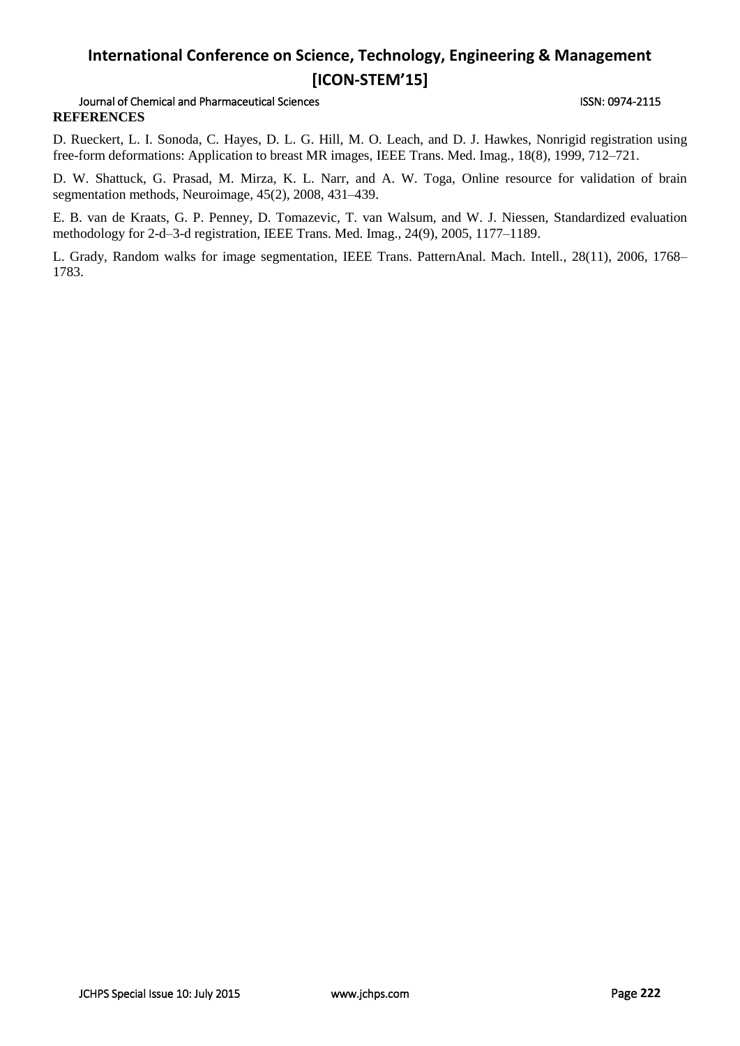## REFERENCES

D. Rueckert, L. I. Sonoda, C. Hayes, D. L. G. Hill, M. O. Leach, and D. J. Hawkes, Nonrigid registration using free-form deformations: Application to breast MR images, IEEE Trans. Med. Imag., 18(8), 1999, 712–721.

D. W. Shattuck, G. Prasad, M. Mirza, K. L. Narr, and A. W. Toga, Online resource for validation of brain segmentation methods, Neuroimage, 45(2), 2008, 431–439.

E. B. van de Kraats, G. P. Penney, D. Tomazevic, T. van Walsum, and W. J. Niessen, Standardized evaluation methodology for 2-d–3-d registration, IEEE Trans. Med. Imag., 24(9), 2005, 1177–1189.

L. Grady, Random walks for image segmentation, IEEE Trans. PatternAnal. Mach. Intell., 28(11), 2006, 1768–1783.